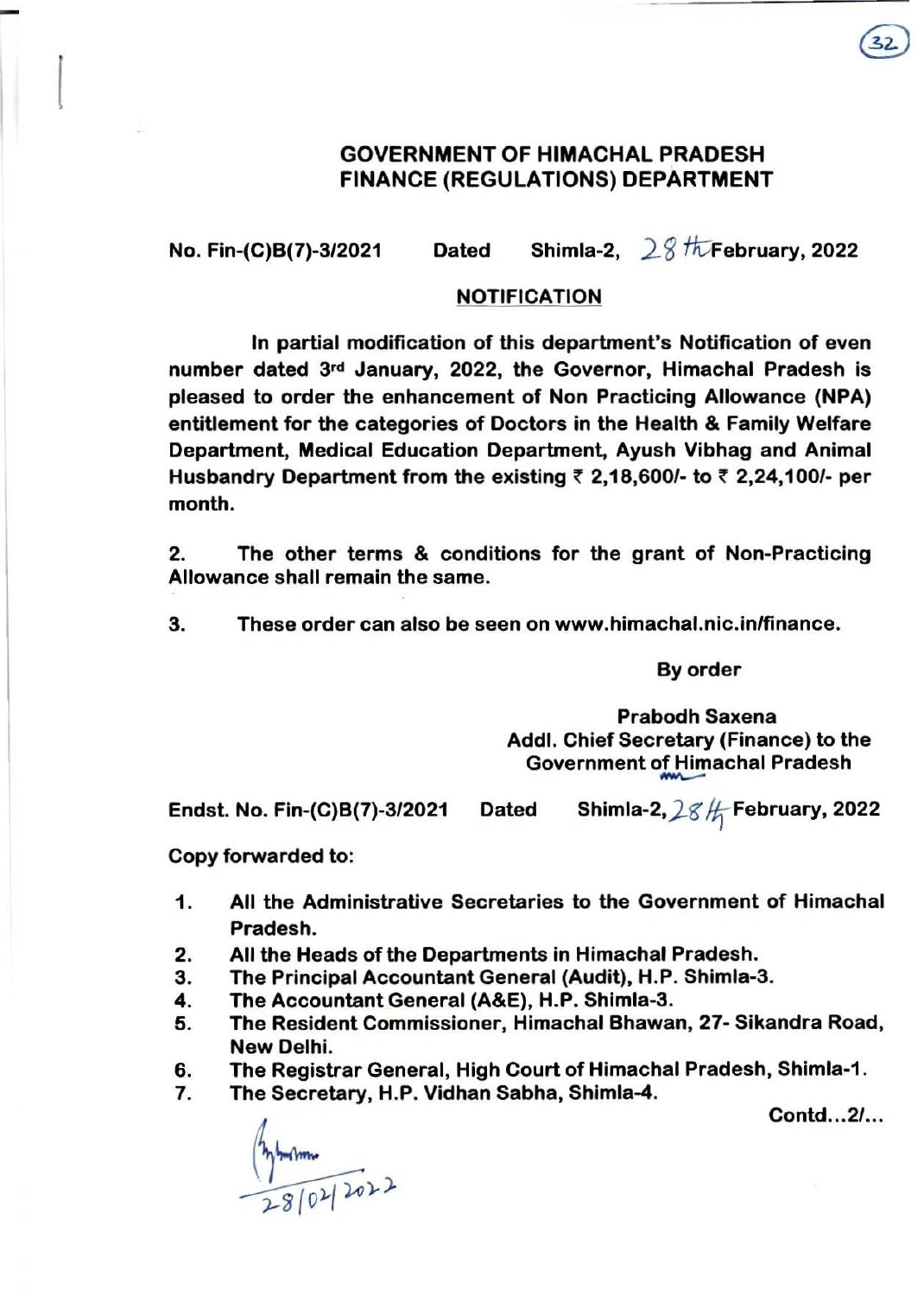**GOVERNMENT OF HIMACHAL PRADESH**
**FINANCE (REGULATIONS) DEPARTMENT**

No. Fin-(C)B(7)-3/2021 Dated Shimla-2, 28th February, 2022

**NOTIFICATION**

In partial modification of this department's Notification of even number dated 3rd January, 2022, the Governor, Himachal Pradesh is pleased to order the enhancement of Non Practicing Allowance (NPA) entitlement for the categories of Doctors in the Health & Family Welfare Department, Medical Education Department, Ayush Vibhag and Animal Husbandry Department from the existing ₹ 2,18,600/- to ₹ 2,24,100/- per month.

2. The other terms & conditions for the grant of Non-Practicing Allowance shall remain the same.

3. These order can also be seen on www.himachal.nic.in/finance.

By order

Prabodh Saxena
Addl. Chief Secretary (Finance) to the
Government of Himachal Pradesh

Endst. No. Fin-(C)B(7)-3/2021 Dated Shimla-2, 28th February, 2022

Copy forwarded to:

1. All the Administrative Secretaries to the Government of Himachal Pradesh.
2. All the Heads of the Departments in Himachal Pradesh.
3. The Principal Accountant General (Audit), H.P. Shimla-3.
4. The Accountant General (A&E), H.P. Shimla-3.
5. The Resident Commissioner, Himachal Bhawan, 27- Sikandra Road, New Delhi.
6. The Registrar General, High Court of Himachal Pradesh, Shimla-1.
7. The Secretary, H.P. Vidhan Sabha, Shimla-4.

Contd...2/...

28/02/2022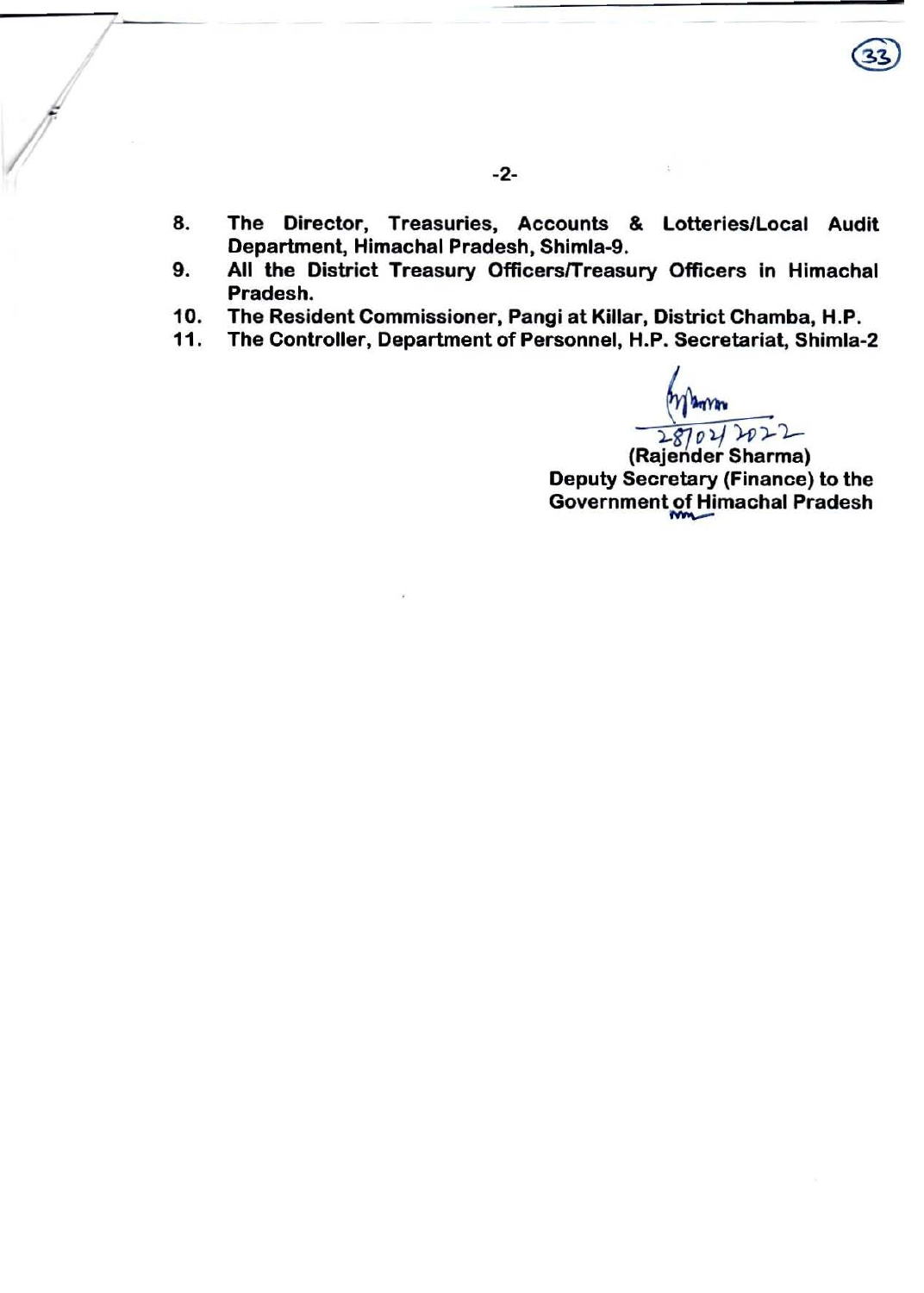8. The Director, Treasuries, Accounts & Lotteries/Local Audit Department, Himachal Pradesh, Shimla-9.
9. All the District Treasury Officers/Treasury Officers in Himachal Pradesh.
10. The Resident Commissioner, Pangi at Killar, District Chamba, H.P.
11. The Controller, Department of Personnel, H.P. Secretariat, Shimla-2

28/02/2022

(Rajender Sharma)
Deputy Secretary (Finance) to the
Government of Himachal Pradesh